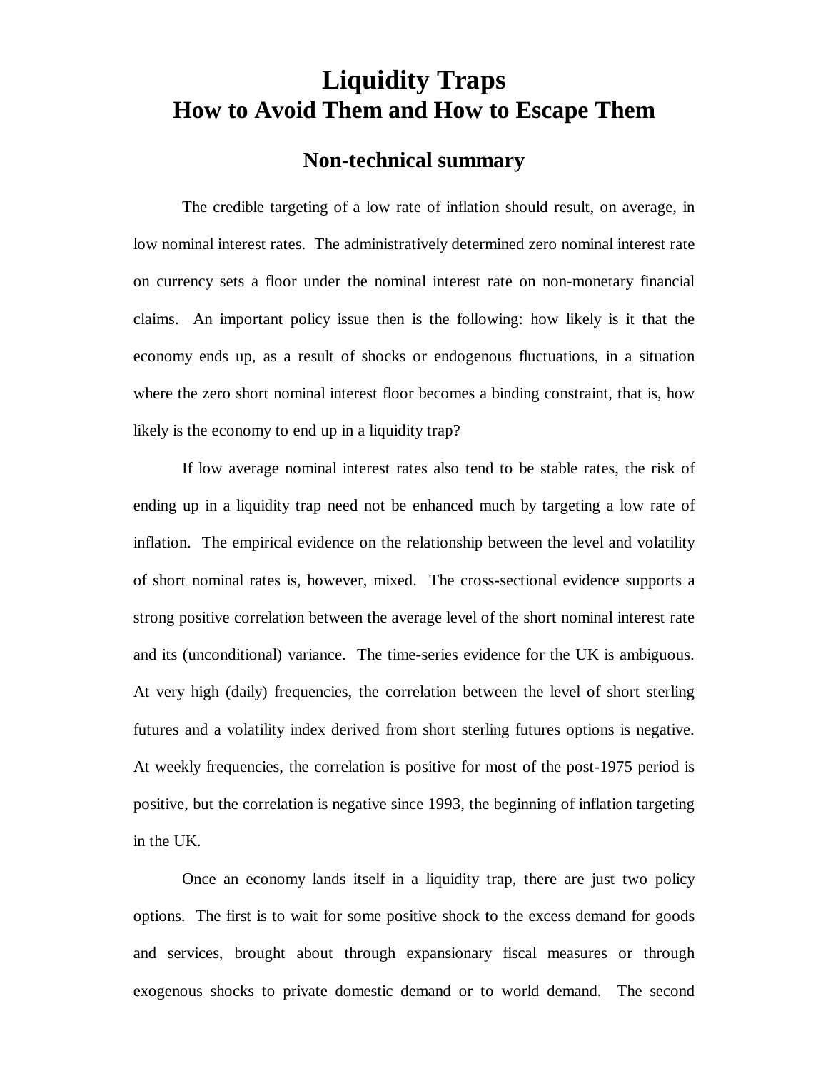# Liquidity Traps
# How to Avoid Them and How to Escape Them

## Non-technical summary

The credible targeting of a low rate of inflation should result, on average, in low nominal interest rates. The administratively determined zero nominal interest rate on currency sets a floor under the nominal interest rate on non-monetary financial claims. An important policy issue then is the following: how likely is it that the economy ends up, as a result of shocks or endogenous fluctuations, in a situation where the zero short nominal interest floor becomes a binding constraint, that is, how likely is the economy to end up in a liquidity trap?

If low average nominal interest rates also tend to be stable rates, the risk of ending up in a liquidity trap need not be enhanced much by targeting a low rate of inflation. The empirical evidence on the relationship between the level and volatility of short nominal rates is, however, mixed. The cross-sectional evidence supports a strong positive correlation between the average level of the short nominal interest rate and its (unconditional) variance. The time-series evidence for the UK is ambiguous. At very high (daily) frequencies, the correlation between the level of short sterling futures and a volatility index derived from short sterling futures options is negative. At weekly frequencies, the correlation is positive for most of the post-1975 period is positive, but the correlation is negative since 1993, the beginning of inflation targeting in the UK.

Once an economy lands itself in a liquidity trap, there are just two policy options. The first is to wait for some positive shock to the excess demand for goods and services, brought about through expansionary fiscal measures or through exogenous shocks to private domestic demand or to world demand. The second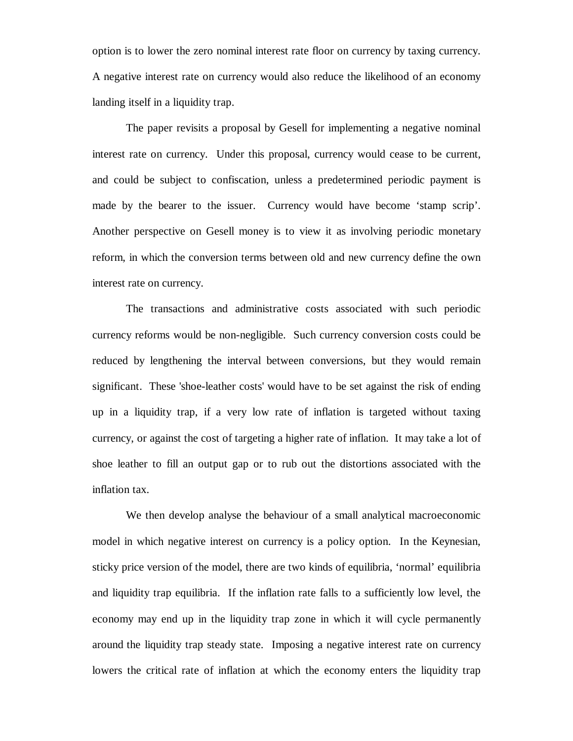option is to lower the zero nominal interest rate floor on currency by taxing currency. A negative interest rate on currency would also reduce the likelihood of an economy landing itself in a liquidity trap.

The paper revisits a proposal by Gesell for implementing a negative nominal interest rate on currency. Under this proposal, currency would cease to be current, and could be subject to confiscation, unless a predetermined periodic payment is made by the bearer to the issuer. Currency would have become 'stamp scrip'. Another perspective on Gesell money is to view it as involving periodic monetary reform, in which the conversion terms between old and new currency define the own interest rate on currency.

The transactions and administrative costs associated with such periodic currency reforms would be non-negligible. Such currency conversion costs could be reduced by lengthening the interval between conversions, but they would remain significant. These 'shoe-leather costs' would have to be set against the risk of ending up in a liquidity trap, if a very low rate of inflation is targeted without taxing currency, or against the cost of targeting a higher rate of inflation. It may take a lot of shoe leather to fill an output gap or to rub out the distortions associated with the inflation tax.

We then develop analyse the behaviour of a small analytical macroeconomic model in which negative interest on currency is a policy option. In the Keynesian, sticky price version of the model, there are two kinds of equilibria, 'normal' equilibria and liquidity trap equilibria. If the inflation rate falls to a sufficiently low level, the economy may end up in the liquidity trap zone in which it will cycle permanently around the liquidity trap steady state. Imposing a negative interest rate on currency lowers the critical rate of inflation at which the economy enters the liquidity trap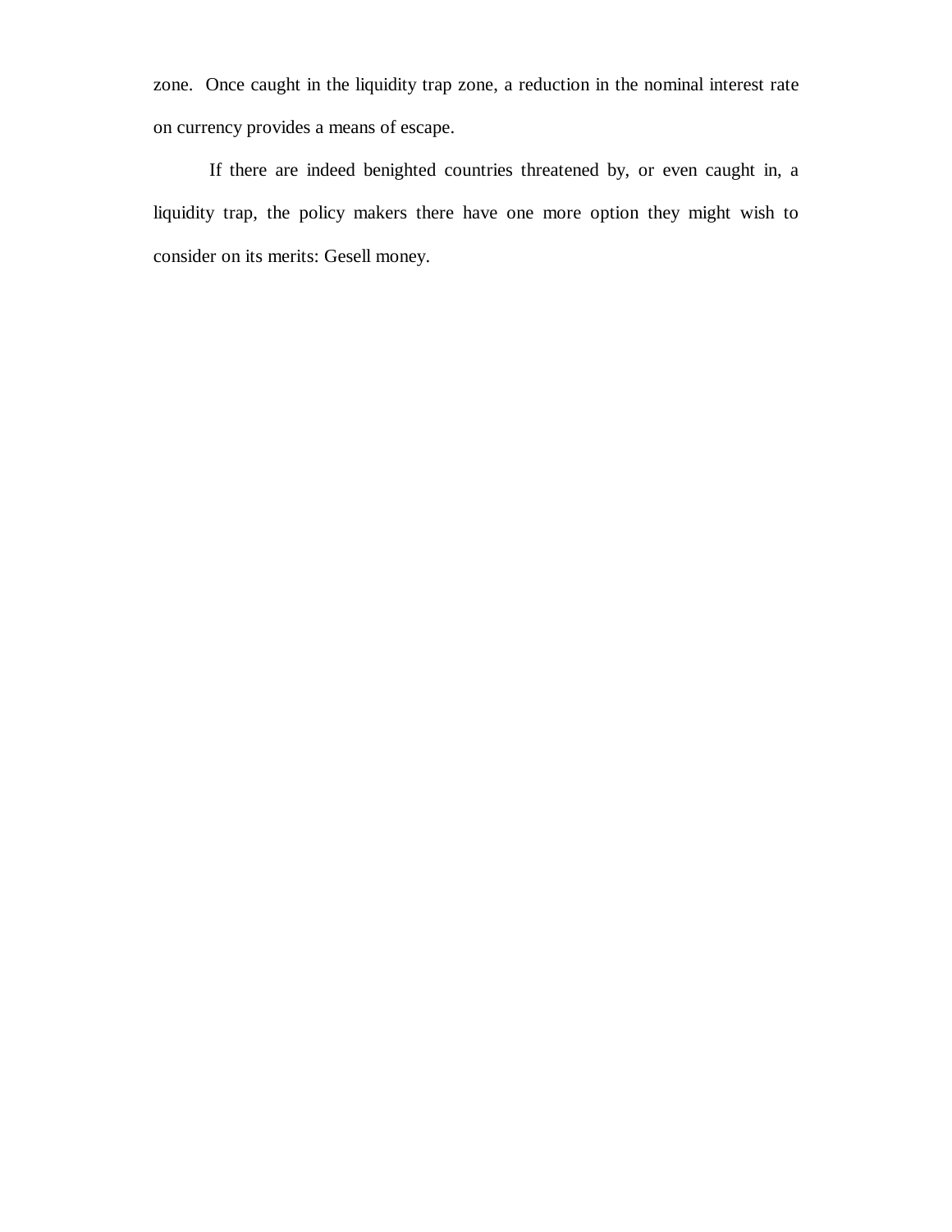zone.  Once caught in the liquidity trap zone, a reduction in the nominal interest rate on currency provides a means of escape.

If there are indeed benighted countries threatened by, or even caught in, a liquidity trap, the policy makers there have one more option they might wish to consider on its merits: Gesell money.